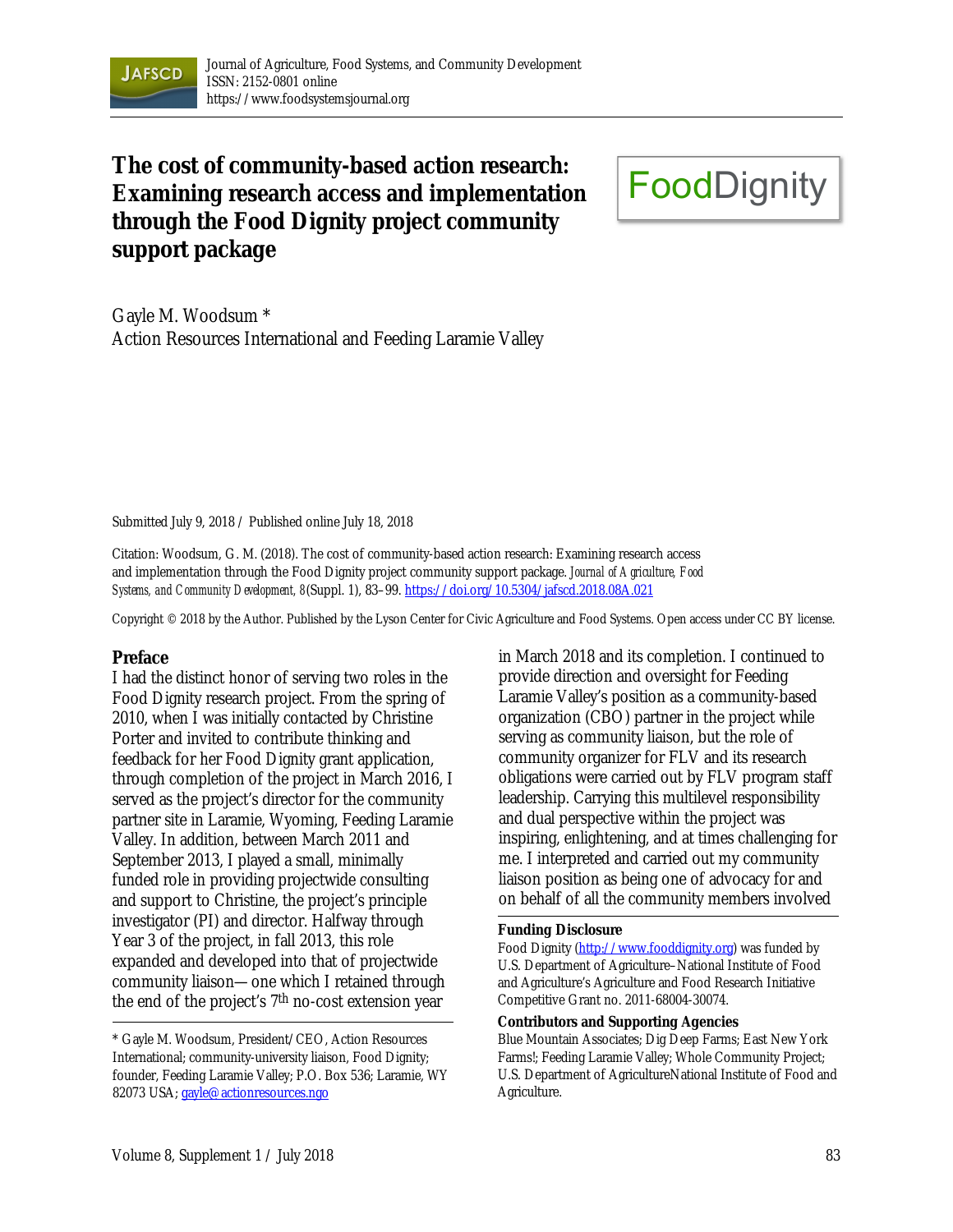Journal of Agriculture, Food Systems, and Community Development
ISSN: 2152-0801 online
https://www.foodsystemsjournal.org

# The cost of community-based action research: Examining research access and implementation through the Food Dignity project community support package

FoodDignity

Gayle M. Woodsum *
Action Resources International and Feeding Laramie Valley

Submitted July 9, 2018 / Published online July 18, 2018

Citation: Woodsum, G. M. (2018). The cost of community-based action research: Examining research access and implementation through the Food Dignity project community support package. *Journal of Agriculture, Food Systems, and Community Development, 8*(Suppl. 1), 83–99. https://doi.org/10.5304/jafscd.2018.08A.021

Copyright © 2018 by the Author. Published by the Lyson Center for Civic Agriculture and Food Systems. Open access under CC BY license.

## Preface

I had the distinct honor of serving two roles in the Food Dignity research project. From the spring of 2010, when I was initially contacted by Christine Porter and invited to contribute thinking and feedback for her Food Dignity grant application, through completion of the project in March 2016, I served as the project's director for the community partner site in Laramie, Wyoming, Feeding Laramie Valley. In addition, between March 2011 and September 2013, I played a small, minimally funded role in providing projectwide consulting and support to Christine, the project's principle investigator (PI) and director. Halfway through Year 3 of the project, in fall 2013, this role expanded and developed into that of projectwide community liaison—one which I retained through the end of the project's 7th no-cost extension year in March 2018 and its completion. I continued to provide direction and oversight for Feeding Laramie Valley's position as a community-based organization (CBO) partner in the project while serving as community liaison, but the role of community organizer for FLV and its research obligations were carried out by FLV program staff leadership. Carrying this multilevel responsibility and dual perspective within the project was inspiring, enlightening, and at times challenging for me. I interpreted and carried out my community liaison position as being one of advocacy for and on behalf of all the community members involved

* Gayle M. Woodsum, President/CEO, Action Resources International; community-university liaison, Food Dignity; founder, Feeding Laramie Valley; P.O. Box 536; Laramie, WY 82073 USA; gayle@actionresources.ngo

**Funding Disclosure**

Food Dignity (http://www.fooddignity.org) was funded by U.S. Department of Agriculture–National Institute of Food and Agriculture's Agriculture and Food Research Initiative Competitive Grant no. 2011-68004-30074.

**Contributors and Supporting Agencies**

Blue Mountain Associates; Dig Deep Farms; East New York Farms!; Feeding Laramie Valley; Whole Community Project; U.S. Department of AgricultureNational Institute of Food and Agriculture.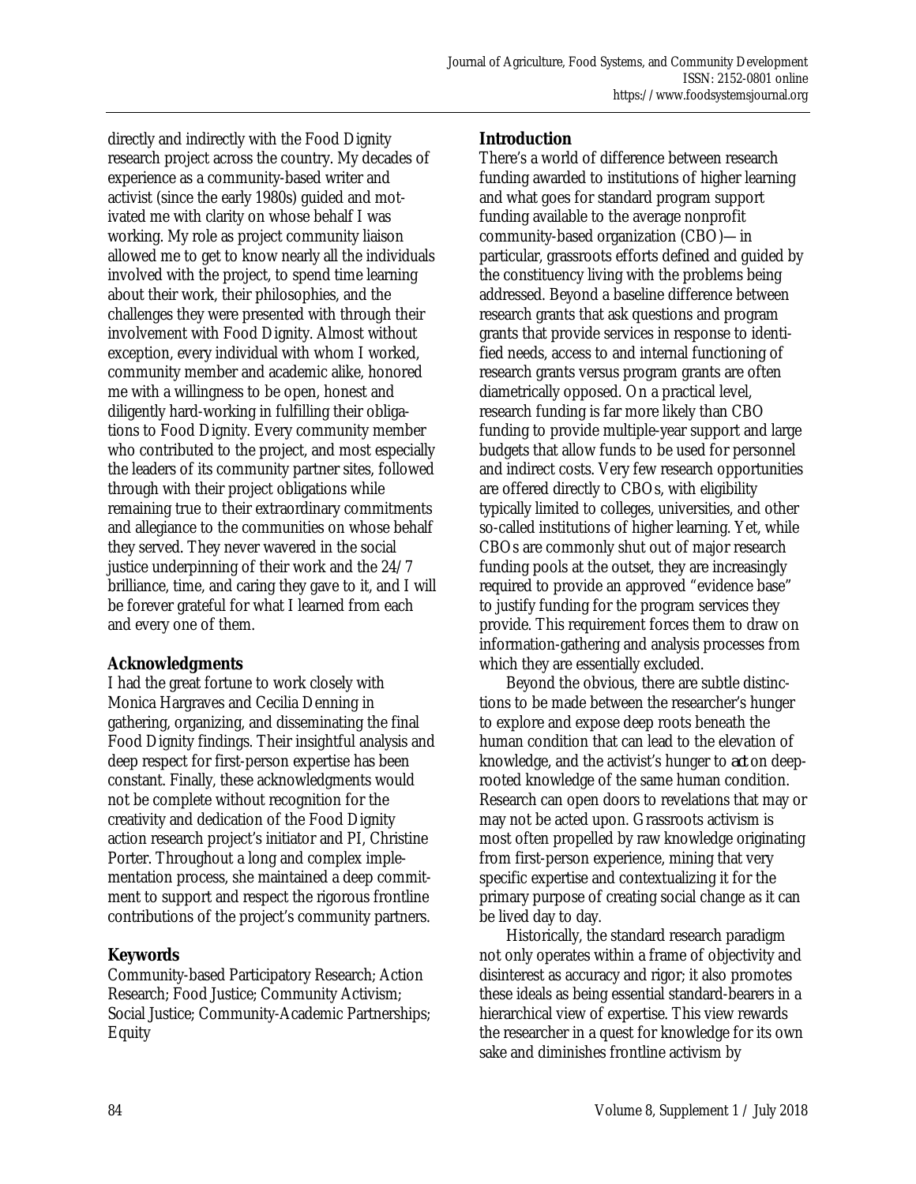directly and indirectly with the Food Dignity research project across the country. My decades of experience as a community-based writer and activist (since the early 1980s) guided and motivated me with clarity on whose behalf I was working. My role as project community liaison allowed me to get to know nearly all the individuals involved with the project, to spend time learning about their work, their philosophies, and the challenges they were presented with through their involvement with Food Dignity. Almost without exception, every individual with whom I worked, community member and academic alike, honored me with a willingness to be open, honest and diligently hard-working in fulfilling their obligations to Food Dignity. Every community member who contributed to the project, and most especially the leaders of its community partner sites, followed through with their project obligations while remaining true to their extraordinary commitments and allegiance to the communities on whose behalf they served. They never wavered in the social justice underpinning of their work and the 24/7 brilliance, time, and caring they gave to it, and I will be forever grateful for what I learned from each and every one of them.

## Acknowledgments

I had the great fortune to work closely with Monica Hargraves and Cecilia Denning in gathering, organizing, and disseminating the final Food Dignity findings. Their insightful analysis and deep respect for first-person expertise has been constant. Finally, these acknowledgments would not be complete without recognition for the creativity and dedication of the Food Dignity action research project's initiator and PI, Christine Porter. Throughout a long and complex implementation process, she maintained a deep commitment to support and respect the rigorous frontline contributions of the project's community partners.

## Keywords

Community-based Participatory Research; Action Research; Food Justice; Community Activism; Social Justice; Community-Academic Partnerships; Equity

## Introduction

There's a world of difference between research funding awarded to institutions of higher learning and what goes for standard program support funding available to the average nonprofit community-based organization (CBO)—in particular, grassroots efforts defined and guided by the constituency living with the problems being addressed. Beyond a baseline difference between research grants that ask questions and program grants that provide services in response to identified needs, access to and internal functioning of research grants versus program grants are often diametrically opposed. On a practical level, research funding is far more likely than CBO funding to provide multiple-year support and large budgets that allow funds to be used for personnel and indirect costs. Very few research opportunities are offered directly to CBOs, with eligibility typically limited to colleges, universities, and other so-called institutions of higher learning. Yet, while CBOs are commonly shut out of major research funding pools at the outset, they are increasingly required to provide an approved "evidence base" to justify funding for the program services they provide. This requirement forces them to draw on information-gathering and analysis processes from which they are essentially excluded.

Beyond the obvious, there are subtle distinctions to be made between the researcher's hunger to explore and expose deep roots beneath the human condition that can lead to the elevation of knowledge, and the activist's hunger to *act* on deep-rooted knowledge of the same human condition. Research can open doors to revelations that may or may not be acted upon. Grassroots activism is most often propelled by raw knowledge originating from first-person experience, mining that very specific expertise and contextualizing it for the primary purpose of creating social change as it can be lived day to day.

Historically, the standard research paradigm not only operates within a frame of objectivity and disinterest as accuracy and rigor; it also promotes these ideals as being essential standard-bearers in a hierarchical view of expertise. This view rewards the researcher in a quest for knowledge for its own sake and diminishes frontline activism by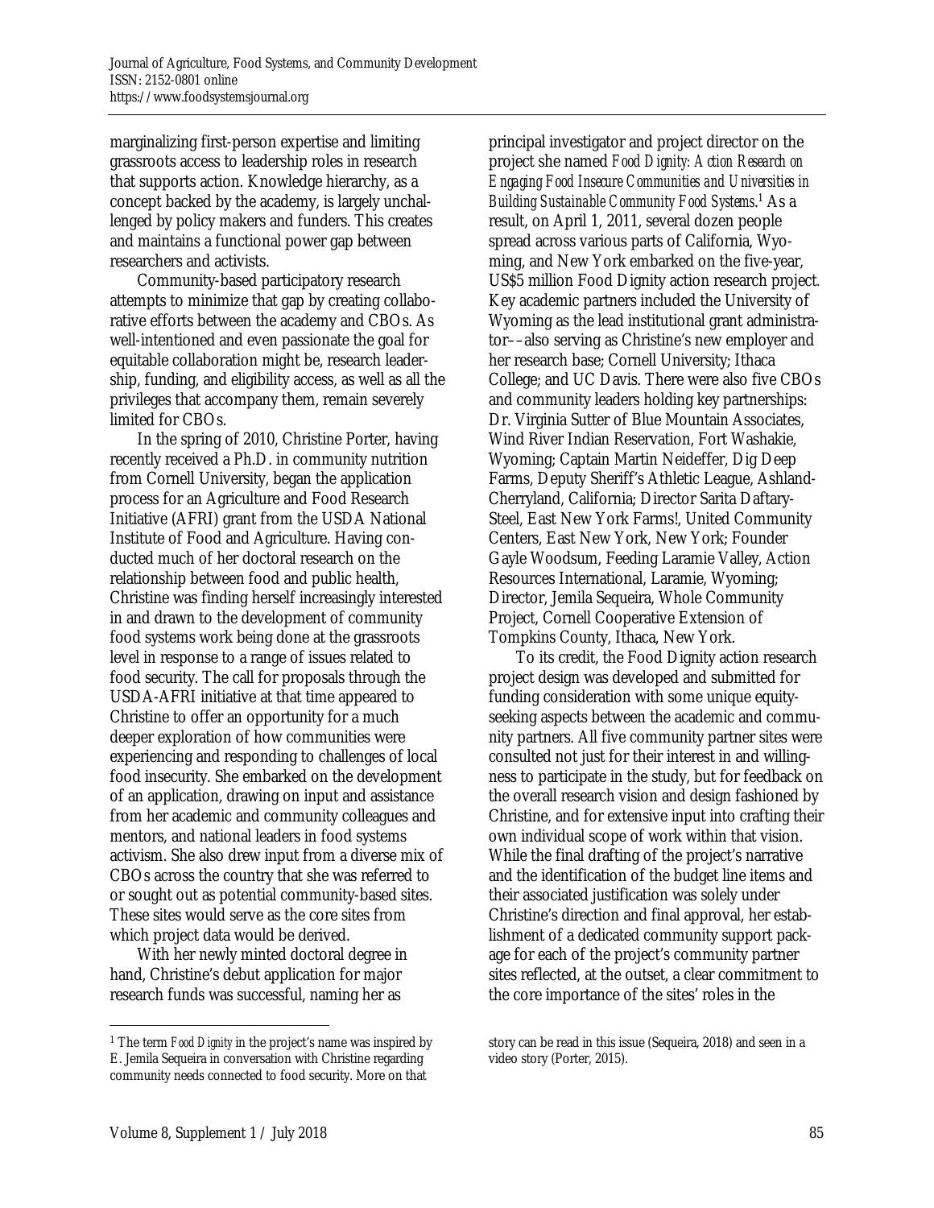marginalizing first-person expertise and limiting grassroots access to leadership roles in research that supports action. Knowledge hierarchy, as a concept backed by the academy, is largely unchallenged by policy makers and funders. This creates and maintains a functional power gap between researchers and activists.

Community-based participatory research attempts to minimize that gap by creating collaborative efforts between the academy and CBOs. As well-intentioned and even passionate the goal for equitable collaboration might be, research leadership, funding, and eligibility access, as well as all the privileges that accompany them, remain severely limited for CBOs.

In the spring of 2010, Christine Porter, having recently received a Ph.D. in community nutrition from Cornell University, began the application process for an Agriculture and Food Research Initiative (AFRI) grant from the USDA National Institute of Food and Agriculture. Having conducted much of her doctoral research on the relationship between food and public health, Christine was finding herself increasingly interested in and drawn to the development of community food systems work being done at the grassroots level in response to a range of issues related to food security. The call for proposals through the USDA-AFRI initiative at that time appeared to Christine to offer an opportunity for a much deeper exploration of how communities were experiencing and responding to challenges of local food insecurity. She embarked on the development of an application, drawing on input and assistance from her academic and community colleagues and mentors, and national leaders in food systems activism. She also drew input from a diverse mix of CBOs across the country that she was referred to or sought out as potential community-based sites. These sites would serve as the core sites from which project data would be derived.

With her newly minted doctoral degree in hand, Christine's debut application for major research funds was successful, naming her as principal investigator and project director on the project she named *Food Dignity: Action Research on Engaging Food Insecure Communities and Universities in Building Sustainable Community Food Systems*.[1] As a result, on April 1, 2011, several dozen people spread across various parts of California, Wyoming, and New York embarked on the five-year, US$5 million Food Dignity action research project. Key academic partners included the University of Wyoming as the lead institutional grant administrator––also serving as Christine's new employer and her research base; Cornell University; Ithaca College; and UC Davis. There were also five CBOs and community leaders holding key partnerships: Dr. Virginia Sutter of Blue Mountain Associates, Wind River Indian Reservation, Fort Washakie, Wyoming; Captain Martin Neideffer, Dig Deep Farms, Deputy Sheriff's Athletic League, Ashland-Cherryland, California; Director Sarita Daftary-Steel, East New York Farms!, United Community Centers, East New York, New York; Founder Gayle Woodsum, Feeding Laramie Valley, Action Resources International, Laramie, Wyoming; Director, Jemila Sequeira, Whole Community Project, Cornell Cooperative Extension of Tompkins County, Ithaca, New York.

To its credit, the Food Dignity action research project design was developed and submitted for funding consideration with some unique equity-seeking aspects between the academic and community partners. All five community partner sites were consulted not just for their interest in and willingness to participate in the study, but for feedback on the overall research vision and design fashioned by Christine, and for extensive input into crafting their own individual scope of work within that vision. While the final drafting of the project's narrative and the identification of the budget line items and their associated justification was solely under Christine's direction and final approval, her establishment of a dedicated community support package for each of the project's community partner sites reflected, at the outset, a clear commitment to the core importance of the sites' roles in the

[1] The term *Food Dignity* in the project's name was inspired by E. Jemila Sequeira in conversation with Christine regarding community needs connected to food security. More on that story can be read in this issue (Sequeira, 2018) and seen in a video story (Porter, 2015).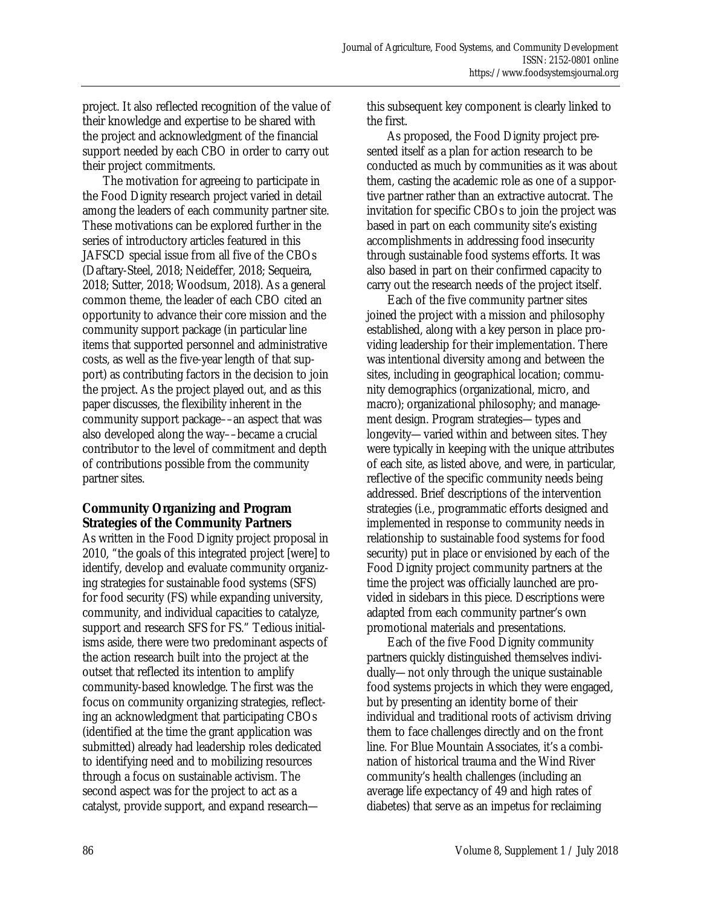project. It also reflected recognition of the value of their knowledge and expertise to be shared with the project and acknowledgment of the financial support needed by each CBO in order to carry out their project commitments.

The motivation for agreeing to participate in the Food Dignity research project varied in detail among the leaders of each community partner site. These motivations can be explored further in the series of introductory articles featured in this JAFSCD special issue from all five of the CBOs (Daftary-Steel, 2018; Neideffer, 2018; Sequeira, 2018; Sutter, 2018; Woodsum, 2018). As a general common theme, the leader of each CBO cited an opportunity to advance their core mission and the community support package (in particular line items that supported personnel and administrative costs, as well as the five-year length of that support) as contributing factors in the decision to join the project. As the project played out, and as this paper discusses, the flexibility inherent in the community support package––an aspect that was also developed along the way––became a crucial contributor to the level of commitment and depth of contributions possible from the community partner sites.

### Community Organizing and Program Strategies of the Community Partners

As written in the Food Dignity project proposal in 2010, "the goals of this integrated project [were] to identify, develop and evaluate community organizing strategies for sustainable food systems (SFS) for food security (FS) while expanding university, community, and individual capacities to catalyze, support and research SFS for FS." Tedious initialisms aside, there were two predominant aspects of the action research built into the project at the outset that reflected its intention to amplify community-based knowledge. The first was the focus on community organizing strategies, reflecting an acknowledgment that participating CBOs (identified at the time the grant application was submitted) already had leadership roles dedicated to identifying need and to mobilizing resources through a focus on sustainable activism. The second aspect was for the project to act as a catalyst, provide support, and expand research—this subsequent key component is clearly linked to the first.

As proposed, the Food Dignity project presented itself as a plan for action research to be conducted as much by communities as it was about them, casting the academic role as one of a supportive partner rather than an extractive autocrat. The invitation for specific CBOs to join the project was based in part on each community site's existing accomplishments in addressing food insecurity through sustainable food systems efforts. It was also based in part on their confirmed capacity to carry out the research needs of the project itself.

Each of the five community partner sites joined the project with a mission and philosophy established, along with a key person in place providing leadership for their implementation. There was intentional diversity among and between the sites, including in geographical location; community demographics (organizational, micro, and macro); organizational philosophy; and management design. Program strategies—types and longevity—varied within and between sites. They were typically in keeping with the unique attributes of each site, as listed above, and were, in particular, reflective of the specific community needs being addressed. Brief descriptions of the intervention strategies (i.e., programmatic efforts designed and implemented in response to community needs in relationship to sustainable food systems for food security) put in place or envisioned by each of the Food Dignity project community partners at the time the project was officially launched are provided in sidebars in this piece. Descriptions were adapted from each community partner's own promotional materials and presentations.

Each of the five Food Dignity community partners quickly distinguished themselves individually—not only through the unique sustainable food systems projects in which they were engaged, but by presenting an identity borne of their individual and traditional roots of activism driving them to face challenges directly and on the front line. For Blue Mountain Associates, it's a combination of historical trauma and the Wind River community's health challenges (including an average life expectancy of 49 and high rates of diabetes) that serve as an impetus for reclaiming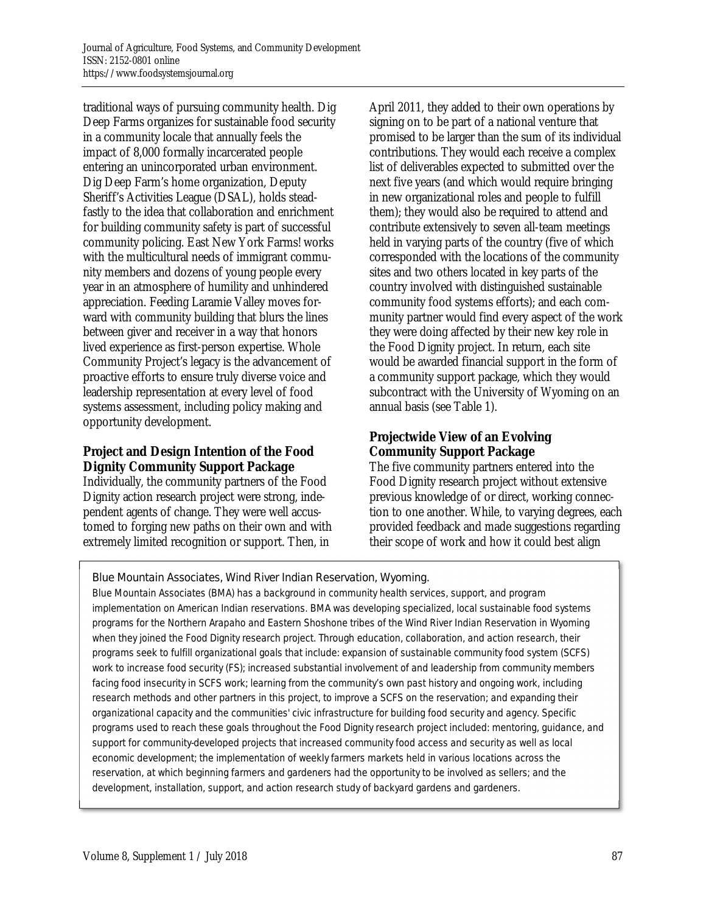traditional ways of pursuing community health. Dig Deep Farms organizes for sustainable food security in a community locale that annually feels the impact of 8,000 formally incarcerated people entering an unincorporated urban environment. Dig Deep Farm's home organization, Deputy Sheriff's Activities League (DSAL), holds steadfastly to the idea that collaboration and enrichment for building community safety is part of successful community policing. East New York Farms! works with the multicultural needs of immigrant community members and dozens of young people every year in an atmosphere of humility and unhindered appreciation. Feeding Laramie Valley moves forward with community building that blurs the lines between giver and receiver in a way that honors lived experience as first-person expertise. Whole Community Project's legacy is the advancement of proactive efforts to ensure truly diverse voice and leadership representation at every level of food systems assessment, including policy making and opportunity development.

## Project and Design Intention of the Food Dignity Community Support Package

Individually, the community partners of the Food Dignity action research project were strong, independent agents of change. They were well accustomed to forging new paths on their own and with extremely limited recognition or support. Then, in April 2011, they added to their own operations by signing on to be part of a national venture that promised to be larger than the sum of its individual contributions. They would each receive a complex list of deliverables expected to submitted over the next five years (and which would require bringing in new organizational roles and people to fulfill them); they would also be required to attend and contribute extensively to seven all-team meetings held in varying parts of the country (five of which corresponded with the locations of the community sites and two others located in key parts of the country involved with distinguished sustainable community food systems efforts); and each community partner would find every aspect of the work they were doing affected by their new key role in the Food Dignity project. In return, each site would be awarded financial support in the form of a community support package, which they would subcontract with the University of Wyoming on an annual basis (see Table 1).

## Projectwide View of an Evolving Community Support Package

The five community partners entered into the Food Dignity research project without extensive previous knowledge of or direct, working connection to one another. While, to varying degrees, each provided feedback and made suggestions regarding their scope of work and how it could best align

> **Blue Mountain Associates, Wind River Indian Reservation, Wyoming.**
>
> Blue Mountain Associates (BMA) has a background in community health services, support, and program implementation on American Indian reservations. BMA was developing specialized, local sustainable food systems programs for the Northern Arapaho and Eastern Shoshone tribes of the Wind River Indian Reservation in Wyoming when they joined the Food Dignity research project. Through education, collaboration, and action research, their programs seek to fulfill organizational goals that include: expansion of sustainable community food system (SCFS) work to increase food security (FS); increased substantial involvement of and leadership from community members facing food insecurity in SCFS work; learning from the community's own past history and ongoing work, including research methods and other partners in this project, to improve a SCFS on the reservation; and expanding their organizational capacity and the communities' civic infrastructure for building food security and agency. Specific programs used to reach these goals throughout the Food Dignity research project included: mentoring, guidance, and support for community-developed projects that increased community food access and security as well as local economic development; the implementation of weekly farmers markets held in various locations across the reservation, at which beginning farmers and gardeners had the opportunity to be involved as sellers; and the development, installation, support, and action research study of backyard gardens and gardeners.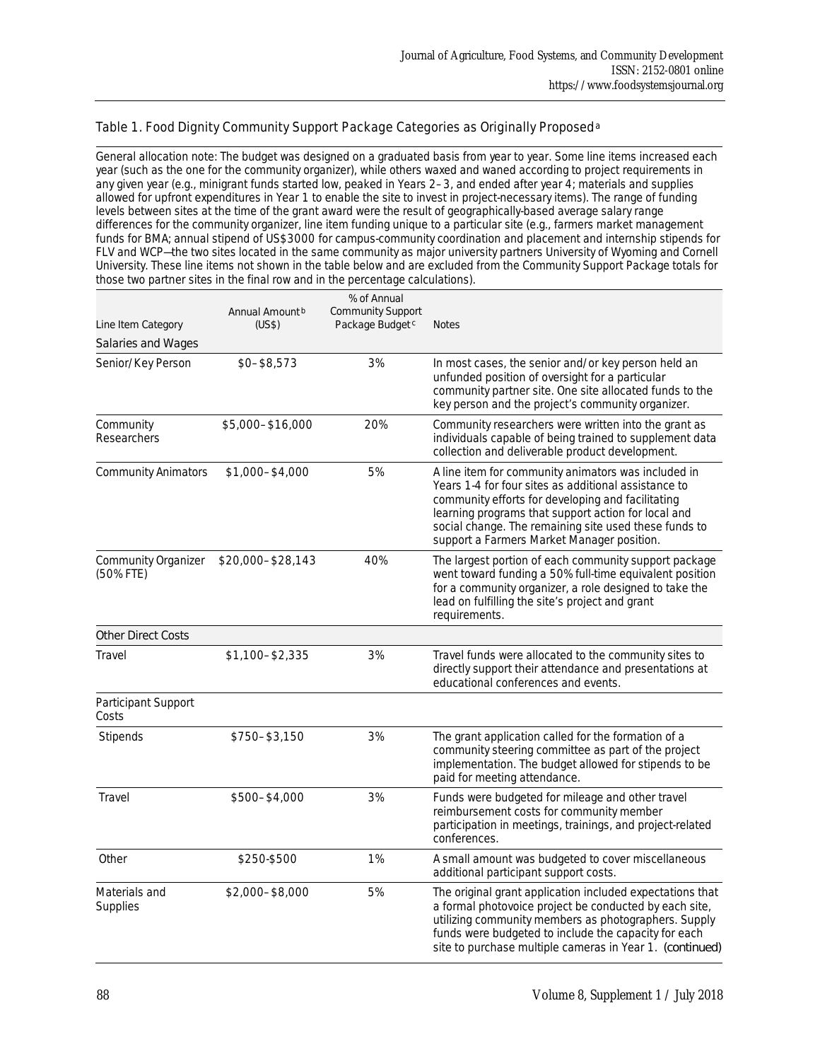Table 1. Food Dignity Community Support Package Categories as Originally Proposed[a]

General allocation note: The budget was designed on a graduated basis from year to year. Some line items increased each year (such as the one for the community organizer), while others waxed and waned according to project requirements in any given year (e.g., minigrant funds started low, peaked in Years 2–3, and ended after year 4; materials and supplies allowed for upfront expenditures in Year 1 to enable the site to invest in project-necessary items). The range of funding levels between sites at the time of the grant award were the result of geographically-based average salary range differences for the community organizer, line item funding unique to a particular site (e.g., farmers market management funds for BMA; annual stipend of US$3000 for campus-community coordination and placement and internship stipends for FLV and WCP—the two sites located in the same community as major university partners University of Wyoming and Cornell University. These line items not shown in the table below and are excluded from the Community Support Package totals for those two partner sites in the final row and in the percentage calculations).

| Line Item Category | Annual Amount[b] (US$) | % of Annual Community Support Package Budget[c] | Notes |
| --- | --- | --- | --- |
| Salaries and Wages | | | |
| Senior/Key Person | $0–$8,573 | 3% | In most cases, the senior and/or key person held an unfunded position of oversight for a particular community partner site. One site allocated funds to the key person and the project's community organizer. |
| Community Researchers | $5,000–$16,000 | 20% | Community researchers were written into the grant as individuals capable of being trained to supplement data collection and deliverable product development. |
| Community Animators | $1,000–$4,000 | 5% | A line item for community animators was included in Years 1-4 for four sites as additional assistance to community efforts for developing and facilitating learning programs that support action for local and social change. The remaining site used these funds to support a Farmers Market Manager position. |
| Community Organizer (50% FTE) | $20,000–$28,143 | 40% | The largest portion of each community support package went toward funding a 50% full-time equivalent position for a community organizer, a role designed to take the lead on fulfilling the site's project and grant requirements. |
| Other Direct Costs | | | |
| Travel | $1,100–$2,335 | 3% | Travel funds were allocated to the community sites to directly support their attendance and presentations at educational conferences and events. |
| Participant Support Costs | | | |
| Stipends | $750–$3,150 | 3% | The grant application called for the formation of a community steering committee as part of the project implementation. The budget allowed for stipends to be paid for meeting attendance. |
| Travel | $500–$4,000 | 3% | Funds were budgeted for mileage and other travel reimbursement costs for community member participation in meetings, trainings, and project-related conferences. |
| Other | $250-$500 | 1% | A small amount was budgeted to cover miscellaneous additional participant support costs. |
| Materials and Supplies | $2,000–$8,000 | 5% | The original grant application included expectations that a formal photovoice project be conducted by each site, utilizing community members as photographers. Supply funds were budgeted to include the capacity for each site to purchase multiple cameras in Year 1. *(continued)* |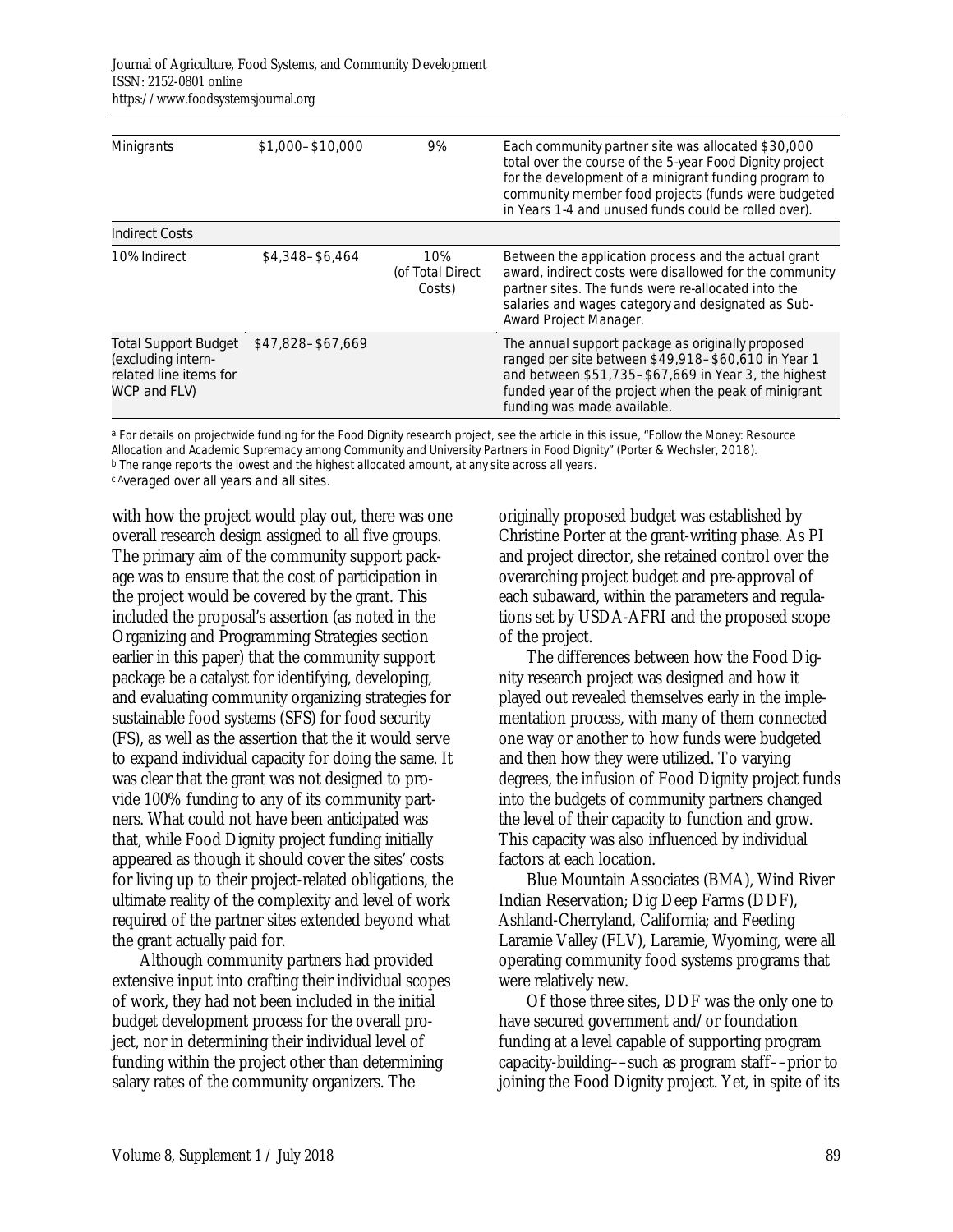| | | | |
|---|---|---|---|
| Minigrants | $1,000–$10,000 | 9% | Each community partner site was allocated $30,000 total over the course of the 5-year Food Dignity project for the development of a minigrant funding program to community member food projects (funds were budgeted in Years 1-4 and unused funds could be rolled over). |
| Indirect Costs | | | |
| 10% Indirect | $4,348–$6,464 | 10% (of Total Direct Costs) | Between the application process and the actual grant award, indirect costs were disallowed for the community partner sites. The funds were re-allocated into the salaries and wages category and designated as Sub-Award Project Manager. |
| Total Support Budget (excluding intern-related line items for WCP and FLV) | $47,828–$67,669 | | The annual support package as originally proposed ranged per site between $49,918–$60,610 in Year 1 and between $51,735–$67,669 in Year 3, the highest funded year of the project when the peak of minigrant funding was made available. |

[a] For details on projectwide funding for the Food Dignity research project, see the article in this issue, "Follow the Money: Resource Allocation and Academic Supremacy among Community and University Partners in Food Dignity" (Porter & Wechsler, 2018).
[b] The range reports the lowest and the highest allocated amount, at any site across all years.
[c] Averaged over all years and all sites.

with how the project would play out, there was one overall research design assigned to all five groups. The primary aim of the community support package was to ensure that the cost of participation in the project would be covered by the grant. This included the proposal's assertion (as noted in the Organizing and Programming Strategies section earlier in this paper) that the community support package be a catalyst for identifying, developing, and evaluating community organizing strategies for sustainable food systems (SFS) for food security (FS), as well as the assertion that the it would serve to expand individual capacity for doing the same. It was clear that the grant was not designed to provide 100% funding to any of its community partners. What could not have been anticipated was that, while Food Dignity project funding initially appeared as though it should cover the sites' costs for living up to their project-related obligations, the ultimate reality of the complexity and level of work required of the partner sites extended beyond what the grant actually paid for.

Although community partners had provided extensive input into crafting their individual scopes of work, they had not been included in the initial budget development process for the overall project, nor in determining their individual level of funding within the project other than determining salary rates of the community organizers. The originally proposed budget was established by Christine Porter at the grant-writing phase. As PI and project director, she retained control over the overarching project budget and pre-approval of each subaward, within the parameters and regulations set by USDA-AFRI and the proposed scope of the project.

The differences between how the Food Dignity research project was designed and how it played out revealed themselves early in the implementation process, with many of them connected one way or another to how funds were budgeted and then how they were utilized. To varying degrees, the infusion of Food Dignity project funds into the budgets of community partners changed the level of their capacity to function and grow. This capacity was also influenced by individual factors at each location.

Blue Mountain Associates (BMA), Wind River Indian Reservation; Dig Deep Farms (DDF), Ashland-Cherryland, California; and Feeding Laramie Valley (FLV), Laramie, Wyoming, were all operating community food systems programs that were relatively new.

Of those three sites, DDF was the only one to have secured government and/or foundation funding at a level capable of supporting program capacity-building––such as program staff––prior to joining the Food Dignity project. Yet, in spite of its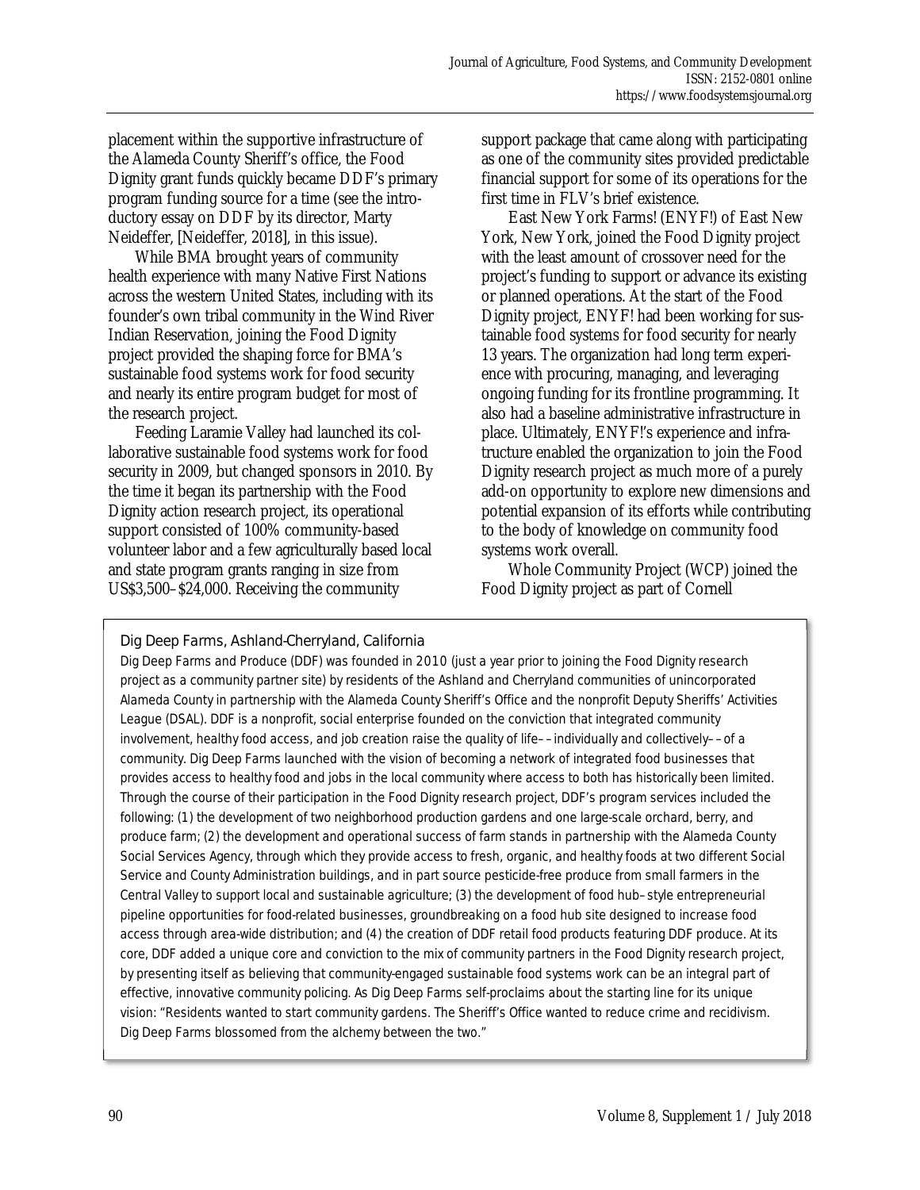placement within the supportive infrastructure of the Alameda County Sheriff's office, the Food Dignity grant funds quickly became DDF's primary program funding source for a time (see the introductory essay on DDF by its director, Marty Neideffer, [Neideffer, 2018], in this issue).

While BMA brought years of community health experience with many Native First Nations across the western United States, including with its founder's own tribal community in the Wind River Indian Reservation, joining the Food Dignity project provided the shaping force for BMA's sustainable food systems work for food security and nearly its entire program budget for most of the research project.

Feeding Laramie Valley had launched its collaborative sustainable food systems work for food security in 2009, but changed sponsors in 2010. By the time it began its partnership with the Food Dignity action research project, its operational support consisted of 100% community-based volunteer labor and a few agriculturally based local and state program grants ranging in size from US$3,500–$24,000. Receiving the community support package that came along with participating as one of the community sites provided predictable financial support for some of its operations for the first time in FLV's brief existence.

East New York Farms! (ENYF!) of East New York, New York, joined the Food Dignity project with the least amount of crossover need for the project's funding to support or advance its existing or planned operations. At the start of the Food Dignity project, ENYF! had been working for sustainable food systems for food security for nearly 13 years. The organization had long term experience with procuring, managing, and leveraging ongoing funding for its frontline programming. It also had a baseline administrative infrastructure in place. Ultimately, ENYF!'s experience and infratructure enabled the organization to join the Food Dignity research project as much more of a purely add-on opportunity to explore new dimensions and potential expansion of its efforts while contributing to the body of knowledge on community food systems work overall.

Whole Community Project (WCP) joined the Food Dignity project as part of Cornell

---

**Dig Deep Farms, Ashland-Cherryland, California**

Dig Deep Farms and Produce (DDF) was founded in 2010 (just a year prior to joining the Food Dignity research project as a community partner site) by residents of the Ashland and Cherryland communities of unincorporated Alameda County in partnership with the Alameda County Sheriff's Office and the nonprofit Deputy Sheriffs' Activities League (DSAL). DDF is a nonprofit, social enterprise founded on the conviction that integrated community involvement, healthy food access, and job creation raise the quality of life––individually and collectively––of a community. Dig Deep Farms launched with the vision of becoming a network of integrated food businesses that provides access to healthy food and jobs in the local community where access to both has historically been limited. Through the course of their participation in the Food Dignity research project, DDF's program services included the following: (1) the development of two neighborhood production gardens and one large-scale orchard, berry, and produce farm; (2) the development and operational success of farm stands in partnership with the Alameda County Social Services Agency, through which they provide access to fresh, organic, and healthy foods at two different Social Service and County Administration buildings, and in part source pesticide-free produce from small farmers in the Central Valley to support local and sustainable agriculture; (3) the development of food hub–style entrepreneurial pipeline opportunities for food-related businesses, groundbreaking on a food hub site designed to increase food access through area-wide distribution; and (4) the creation of DDF retail food products featuring DDF produce. At its core, DDF added a unique core and conviction to the mix of community partners in the Food Dignity research project, by presenting itself as believing that community-engaged sustainable food systems work can be an integral part of effective, innovative community policing. As Dig Deep Farms self-proclaims about the starting line for its unique vision: "Residents wanted to start community gardens. The Sheriff's Office wanted to reduce crime and recidivism. Dig Deep Farms blossomed from the alchemy between the two."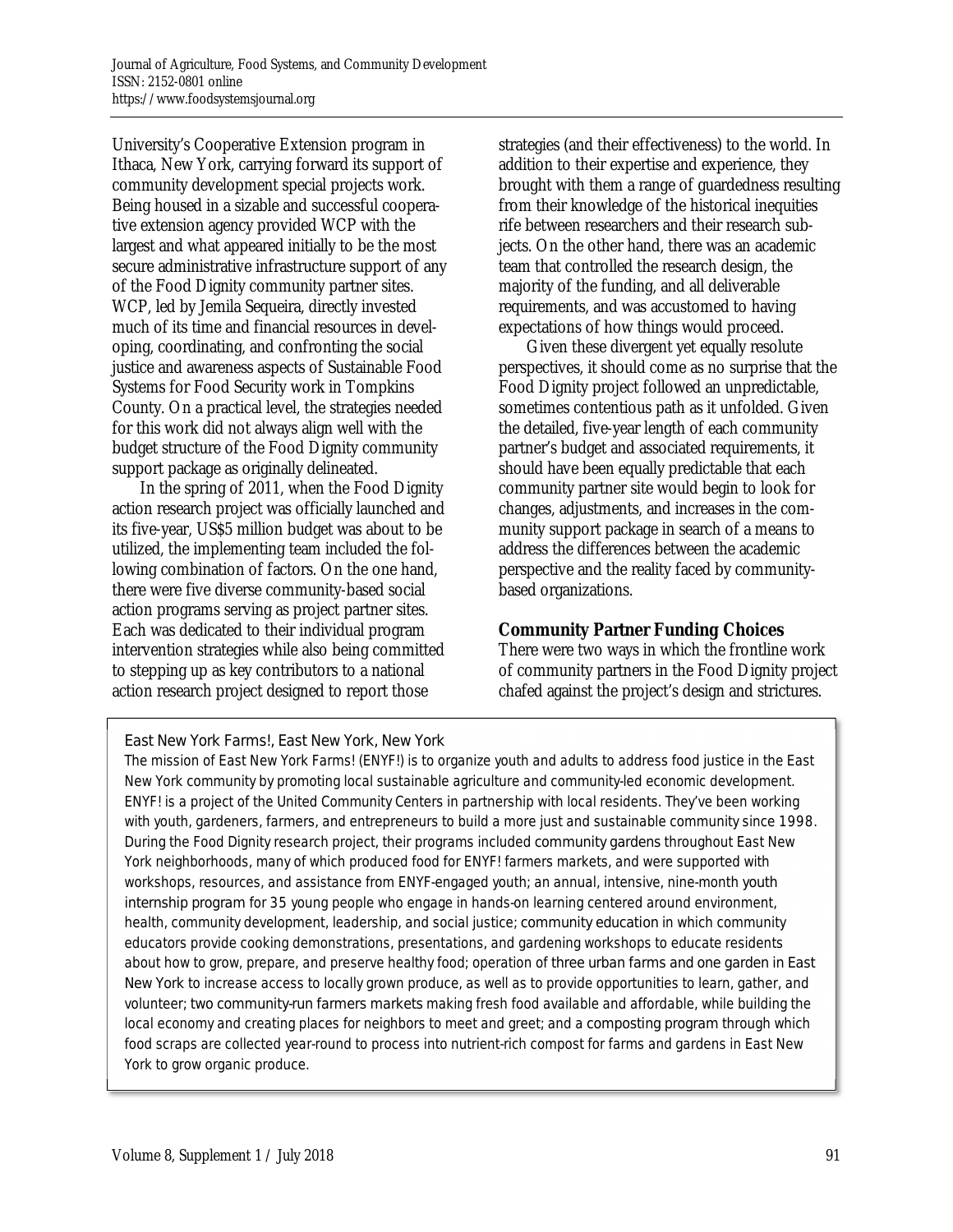University's Cooperative Extension program in Ithaca, New York, carrying forward its support of community development special projects work. Being housed in a sizable and successful cooperative extension agency provided WCP with the largest and what appeared initially to be the most secure administrative infrastructure support of any of the Food Dignity community partner sites. WCP, led by Jemila Sequeira, directly invested much of its time and financial resources in developing, coordinating, and confronting the social justice and awareness aspects of Sustainable Food Systems for Food Security work in Tompkins County. On a practical level, the strategies needed for this work did not always align well with the budget structure of the Food Dignity community support package as originally delineated.

In the spring of 2011, when the Food Dignity action research project was officially launched and its five-year, US$5 million budget was about to be utilized, the implementing team included the following combination of factors. On the one hand, there were five diverse community-based social action programs serving as project partner sites. Each was dedicated to their individual program intervention strategies while also being committed to stepping up as key contributors to a national action research project designed to report those strategies (and their effectiveness) to the world. In addition to their expertise and experience, they brought with them a range of guardedness resulting from their knowledge of the historical inequities rife between researchers and their research subjects. On the other hand, there was an academic team that controlled the research design, the majority of the funding, and all deliverable requirements, and was accustomed to having expectations of how things would proceed.

Given these divergent yet equally resolute perspectives, it should come as no surprise that the Food Dignity project followed an unpredictable, sometimes contentious path as it unfolded. Given the detailed, five-year length of each community partner's budget and associated requirements, it should have been equally predictable that each community partner site would begin to look for changes, adjustments, and increases in the community support package in search of a means to address the differences between the academic perspective and the reality faced by community-based organizations.

## Community Partner Funding Choices

There were two ways in which the frontline work of community partners in the Food Dignity project chafed against the project's design and strictures.

> East New York Farms!, East New York, New York
>
> The mission of East New York Farms! (ENYF!) is to organize youth and adults to address food justice in the East New York community by promoting local sustainable agriculture and community-led economic development. ENYF! is a project of the United Community Centers in partnership with local residents. They've been working with youth, gardeners, farmers, and entrepreneurs to build a more just and sustainable community since 1998. During the Food Dignity research project, their programs included community gardens throughout East New York neighborhoods, many of which produced food for ENYF! farmers markets, and were supported with workshops, resources, and assistance from ENYF-engaged youth; an annual, intensive, nine-month youth internship program for 35 young people who engage in hands-on learning centered around environment, health, community development, leadership, and social justice; community education in which community educators provide cooking demonstrations, presentations, and gardening workshops to educate residents about how to grow, prepare, and preserve healthy food; operation of three urban farms and one garden in East New York to increase access to locally grown produce, as well as to provide opportunities to learn, gather, and volunteer; two community-run farmers markets making fresh food available and affordable, while building the local economy and creating places for neighbors to meet and greet; and a composting program through which food scraps are collected year-round to process into nutrient-rich compost for farms and gardens in East New York to grow organic produce.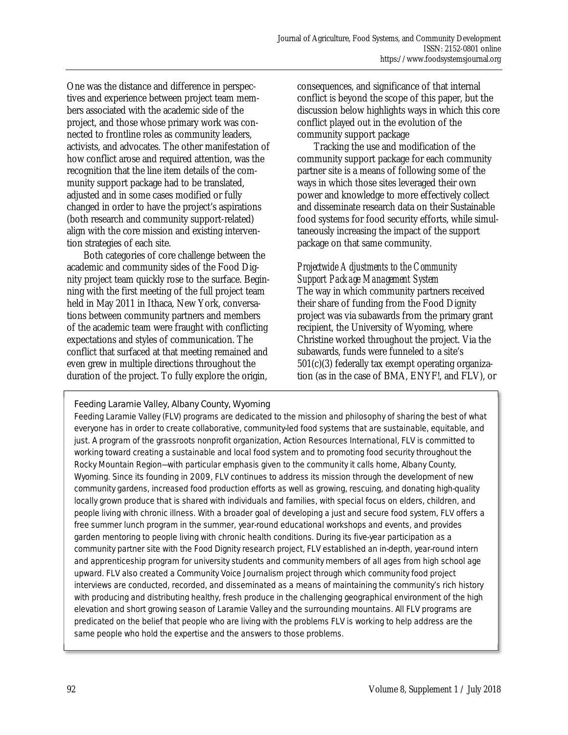One was the distance and difference in perspectives and experience between project team members associated with the academic side of the project, and those whose primary work was connected to frontline roles as community leaders, activists, and advocates. The other manifestation of how conflict arose and required attention, was the recognition that the line item details of the community support package had to be translated, adjusted and in some cases modified or fully changed in order to have the project's aspirations (both research and community support-related) align with the core mission and existing intervention strategies of each site.

Both categories of core challenge between the academic and community sides of the Food Dignity project team quickly rose to the surface. Beginning with the first meeting of the full project team held in May 2011 in Ithaca, New York, conversations between community partners and members of the academic team were fraught with conflicting expectations and styles of communication. The conflict that surfaced at that meeting remained and even grew in multiple directions throughout the duration of the project. To fully explore the origin, consequences, and significance of that internal conflict is beyond the scope of this paper, but the discussion below highlights ways in which this core conflict played out in the evolution of the community support package

Tracking the use and modification of the community support package for each community partner site is a means of following some of the ways in which those sites leveraged their own power and knowledge to more effectively collect and disseminate research data on their Sustainable food systems for food security efforts, while simultaneously increasing the impact of the support package on that same community.

*Projectwide Adjustments to the Community Support Package Management System*

The way in which community partners received their share of funding from the Food Dignity project was via subawards from the primary grant recipient, the University of Wyoming, where Christine worked throughout the project. Via the subawards, funds were funneled to a site's 501(c)(3) federally tax exempt operating organization (as in the case of BMA, ENYF!, and FLV), or

> **Feeding Laramie Valley, Albany County, Wyoming**
>
> Feeding Laramie Valley (FLV) programs are dedicated to the mission and philosophy of sharing the best of what everyone has in order to create collaborative, community-led food systems that are sustainable, equitable, and just. A program of the grassroots nonprofit organization, Action Resources International, FLV is committed to working toward creating a sustainable and local food system and to promoting food security throughout the Rocky Mountain Region—with particular emphasis given to the community it calls home, Albany County, Wyoming. Since its founding in 2009, FLV continues to address its mission through the development of new community gardens, increased food production efforts as well as growing, rescuing, and donating high-quality locally grown produce that is shared with individuals and families, with special focus on elders, children, and people living with chronic illness. With a broader goal of developing a just and secure food system, FLV offers a free summer lunch program in the summer, year-round educational workshops and events, and provides garden mentoring to people living with chronic health conditions. During its five-year participation as a community partner site with the Food Dignity research project, FLV established an in-depth, year-round intern and apprenticeship program for university students and community members of all ages from high school age upward. FLV also created a Community Voice Journalism project through which community food project interviews are conducted, recorded, and disseminated as a means of maintaining the community's rich history with producing and distributing healthy, fresh produce in the challenging geographical environment of the high elevation and short growing season of Laramie Valley and the surrounding mountains. All FLV programs are predicated on the belief that people who are living with the problems FLV is working to help address are the same people who hold the expertise and the answers to those problems.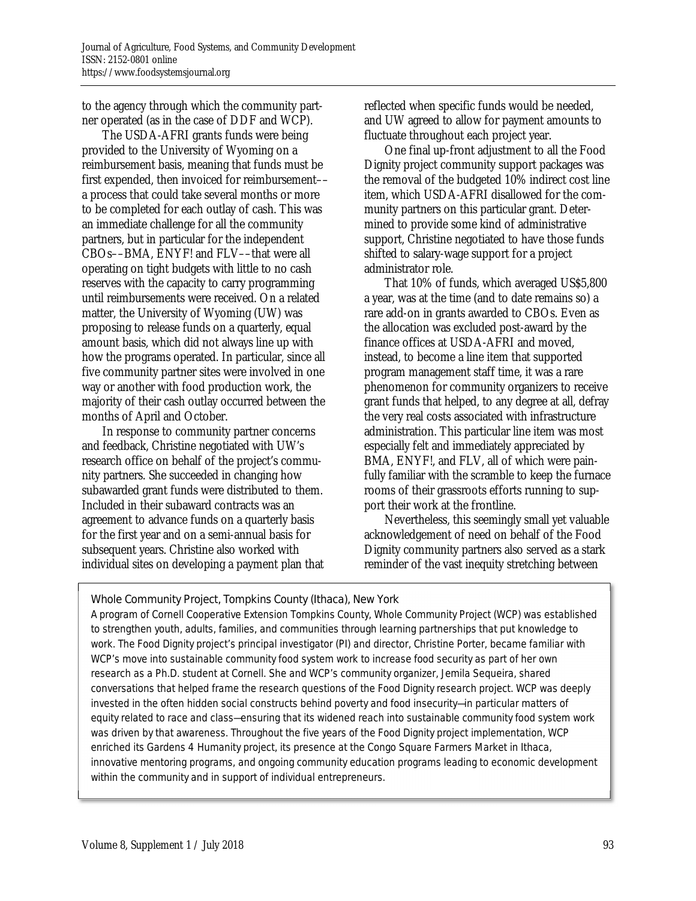to the agency through which the community partner operated (as in the case of DDF and WCP).

The USDA-AFRI grants funds were being provided to the University of Wyoming on a reimbursement basis, meaning that funds must be first expended, then invoiced for reimbursement––a process that could take several months or more to be completed for each outlay of cash. This was an immediate challenge for all the community partners, but in particular for the independent CBOs––BMA, ENYF! and FLV––that were all operating on tight budgets with little to no cash reserves with the capacity to carry programming until reimbursements were received. On a related matter, the University of Wyoming (UW) was proposing to release funds on a quarterly, equal amount basis, which did not always line up with how the programs operated. In particular, since all five community partner sites were involved in one way or another with food production work, the majority of their cash outlay occurred between the months of April and October.

In response to community partner concerns and feedback, Christine negotiated with UW's research office on behalf of the project's community partners. She succeeded in changing how subawarded grant funds were distributed to them. Included in their subaward contracts was an agreement to advance funds on a quarterly basis for the first year and on a semi-annual basis for subsequent years. Christine also worked with individual sites on developing a payment plan that reflected when specific funds would be needed, and UW agreed to allow for payment amounts to fluctuate throughout each project year.

One final up-front adjustment to all the Food Dignity project community support packages was the removal of the budgeted 10% indirect cost line item, which USDA-AFRI disallowed for the community partners on this particular grant. Determined to provide some kind of administrative support, Christine negotiated to have those funds shifted to salary-wage support for a project administrator role.

That 10% of funds, which averaged US$5,800 a year, was at the time (and to date remains so) a rare add-on in grants awarded to CBOs. Even as the allocation was excluded post-award by the finance offices at USDA-AFRI and moved, instead, to become a line item that supported program management staff time, it was a rare phenomenon for community organizers to receive grant funds that helped, to any degree at all, defray the very real costs associated with infrastructure administration. This particular line item was most especially felt and immediately appreciated by BMA, ENYF!, and FLV, all of which were painfully familiar with the scramble to keep the furnace rooms of their grassroots efforts running to support their work at the frontline.

Nevertheless, this seemingly small yet valuable acknowledgement of need on behalf of the Food Dignity community partners also served as a stark reminder of the vast inequity stretching between

---

**Whole Community Project, Tompkins County (Ithaca), New York**

A program of Cornell Cooperative Extension Tompkins County, Whole Community Project (WCP) was established to strengthen youth, adults, families, and communities through learning partnerships that put knowledge to work. The Food Dignity project's principal investigator (PI) and director, Christine Porter, became familiar with WCP's move into sustainable community food system work to increase food security as part of her own research as a Ph.D. student at Cornell. She and WCP's community organizer, Jemila Sequeira, shared conversations that helped frame the research questions of the Food Dignity research project. WCP was deeply invested in the often hidden social constructs behind poverty and food insecurity—in particular matters of equity related to race and class—ensuring that its widened reach into sustainable community food system work was driven by that awareness. Throughout the five years of the Food Dignity project implementation, WCP enriched its Gardens 4 Humanity project, its presence at the Congo Square Farmers Market in Ithaca, innovative mentoring programs, and ongoing community education programs leading to economic development within the community and in support of individual entrepreneurs.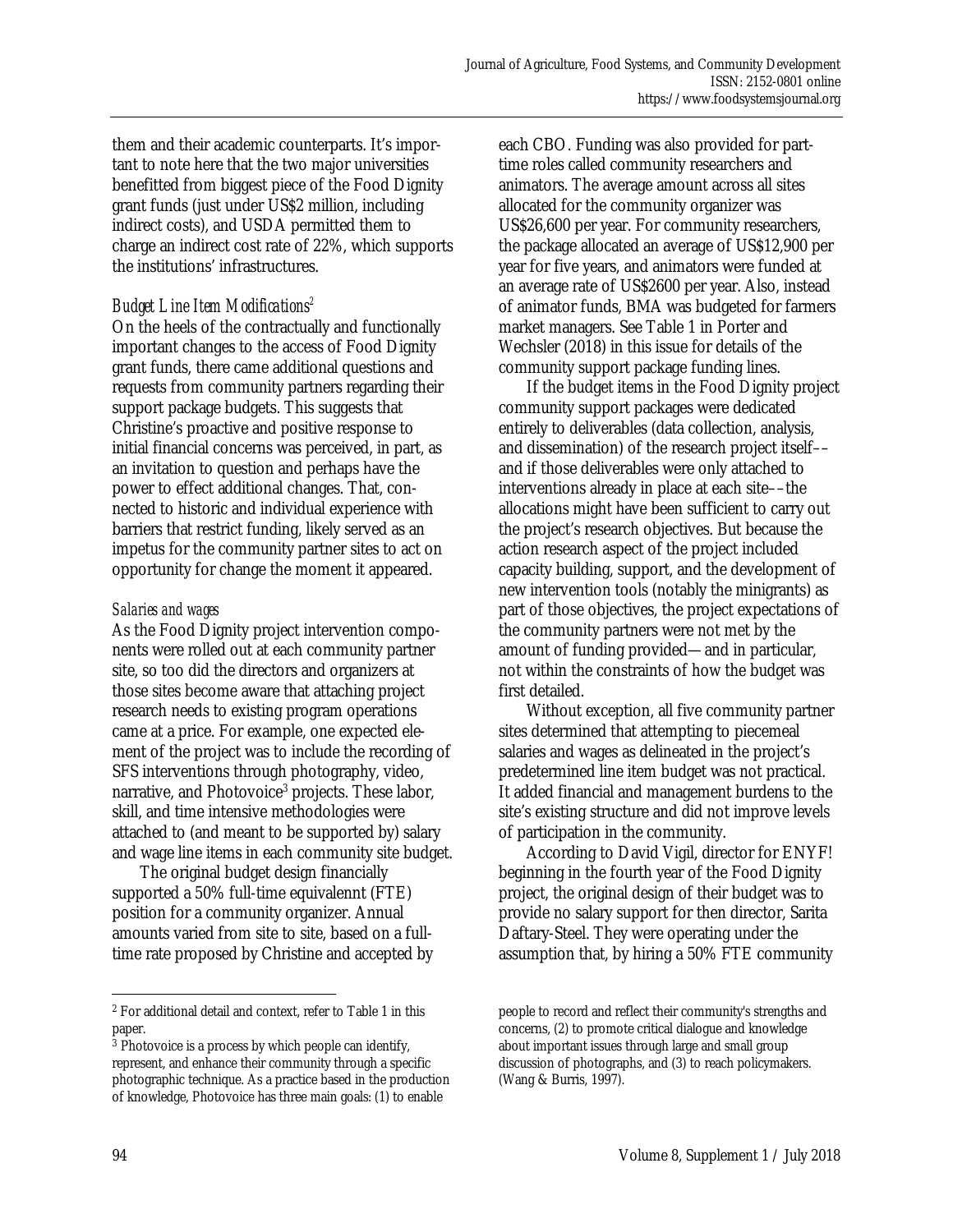them and their academic counterparts. It's important to note here that the two major universities benefitted from biggest piece of the Food Dignity grant funds (just under US$2 million, including indirect costs), and USDA permitted them to charge an indirect cost rate of 22%, which supports the institutions' infrastructures.

### *Budget Line Item Modifications*[2]

On the heels of the contractually and functionally important changes to the access of Food Dignity grant funds, there came additional questions and requests from community partners regarding their support package budgets. This suggests that Christine's proactive and positive response to initial financial concerns was perceived, in part, as an invitation to question and perhaps have the power to effect additional changes. That, connected to historic and individual experience with barriers that restrict funding, likely served as an impetus for the community partner sites to act on opportunity for change the moment it appeared.

#### *Salaries and wages*

As the Food Dignity project intervention components were rolled out at each community partner site, so too did the directors and organizers at those sites become aware that attaching project research needs to existing program operations came at a price. For example, one expected element of the project was to include the recording of SFS interventions through photography, video, narrative, and Photovoice[3] projects. These labor, skill, and time intensive methodologies were attached to (and meant to be supported by) salary and wage line items in each community site budget.

The original budget design financially supported a 50% full-time equivalennt (FTE) position for a community organizer. Annual amounts varied from site to site, based on a full-time rate proposed by Christine and accepted by each CBO. Funding was also provided for part-time roles called community researchers and animators. The average amount across all sites allocated for the community organizer was US$26,600 per year. For community researchers, the package allocated an average of US$12,900 per year for five years, and animators were funded at an average rate of US$2600 per year. Also, instead of animator funds, BMA was budgeted for farmers market managers. See Table 1 in Porter and Wechsler (2018) in this issue for details of the community support package funding lines.

If the budget items in the Food Dignity project community support packages were dedicated entirely to deliverables (data collection, analysis, and dissemination) of the research project itself––and if those deliverables were only attached to interventions already in place at each site––the allocations might have been sufficient to carry out the project's research objectives. But because the action research aspect of the project included capacity building, support, and the development of new intervention tools (notably the minigrants) as part of those objectives, the project expectations of the community partners were not met by the amount of funding provided—and in particular, not within the constraints of how the budget was first detailed.

Without exception, all five community partner sites determined that attempting to piecemeal salaries and wages as delineated in the project's predetermined line item budget was not practical. It added financial and management burdens to the site's existing structure and did not improve levels of participation in the community.

According to David Vigil, director for ENYF! beginning in the fourth year of the Food Dignity project, the original design of their budget was to provide no salary support for then director, Sarita Daftary-Steel. They were operating under the assumption that, by hiring a 50% FTE community

---

[2] For additional detail and context, refer to Table 1 in this paper.

[3] Photovoice is a process by which people can identify, represent, and enhance their community through a specific photographic technique. As a practice based in the production of knowledge, Photovoice has three main goals: (1) to enable people to record and reflect their community's strengths and concerns, (2) to promote critical dialogue and knowledge about important issues through large and small group discussion of photographs, and (3) to reach policymakers. (Wang & Burris, 1997).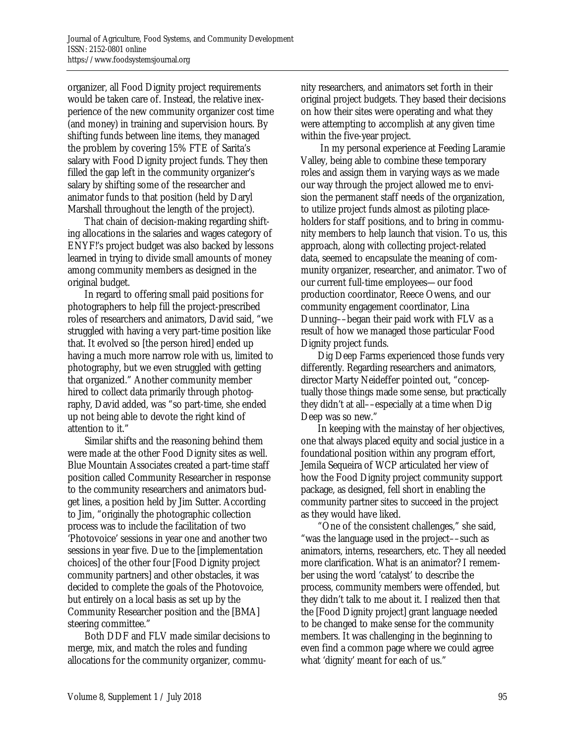organizer, all Food Dignity project requirements would be taken care of. Instead, the relative inexperience of the new community organizer cost time (and money) in training and supervision hours. By shifting funds between line items, they managed the problem by covering 15% FTE of Sarita's salary with Food Dignity project funds. They then filled the gap left in the community organizer's salary by shifting some of the researcher and animator funds to that position (held by Daryl Marshall throughout the length of the project).

That chain of decision-making regarding shifting allocations in the salaries and wages category of ENYF!'s project budget was also backed by lessons learned in trying to divide small amounts of money among community members as designed in the original budget.

In regard to offering small paid positions for photographers to help fill the project-prescribed roles of researchers and animators, David said, "we struggled with having a very part-time position like that. It evolved so [the person hired] ended up having a much more narrow role with us, limited to photography, but we even struggled with getting that organized." Another community member hired to collect data primarily through photography, David added, was "so part-time, she ended up not being able to devote the right kind of attention to it."

Similar shifts and the reasoning behind them were made at the other Food Dignity sites as well. Blue Mountain Associates created a part-time staff position called Community Researcher in response to the community researchers and animators budget lines, a position held by Jim Sutter. According to Jim, "originally the photographic collection process was to include the facilitation of two 'Photovoice' sessions in year one and another two sessions in year five. Due to the [implementation choices] of the other four [Food Dignity project community partners] and other obstacles, it was decided to complete the goals of the Photovoice, but entirely on a local basis as set up by the Community Researcher position and the [BMA] steering committee."

Both DDF and FLV made similar decisions to merge, mix, and match the roles and funding allocations for the community organizer, community researchers, and animators set forth in their original project budgets. They based their decisions on how their sites were operating and what they were attempting to accomplish at any given time within the five-year project.

In my personal experience at Feeding Laramie Valley, being able to combine these temporary roles and assign them in varying ways as we made our way through the project allowed me to envision the permanent staff needs of the organization, to utilize project funds almost as piloting placeholders for staff positions, and to bring in community members to help launch that vision. To us, this approach, along with collecting project-related data, seemed to encapsulate the meaning of community organizer, researcher, and animator. Two of our current full-time employees—our food production coordinator, Reece Owens, and our community engagement coordinator, Lina Dunning––began their paid work with FLV as a result of how we managed those particular Food Dignity project funds.

Dig Deep Farms experienced those funds very differently. Regarding researchers and animators, director Marty Neideffer pointed out, "conceptually those things made some sense, but practically they didn't at all––especially at a time when Dig Deep was so new."

In keeping with the mainstay of her objectives, one that always placed equity and social justice in a foundational position within any program effort, Jemila Sequeira of WCP articulated her view of how the Food Dignity project community support package, as designed, fell short in enabling the community partner sites to succeed in the project as they would have liked.

"One of the consistent challenges," she said, "was the language used in the project––such as animators, interns, researchers, etc. They all needed more clarification. What is an animator? I remember using the word 'catalyst' to describe the process, community members were offended, but they didn't talk to me about it. I realized then that the [Food Dignity project] grant language needed to be changed to make sense for the community members. It was challenging in the beginning to even find a common page where we could agree what 'dignity' meant for each of us."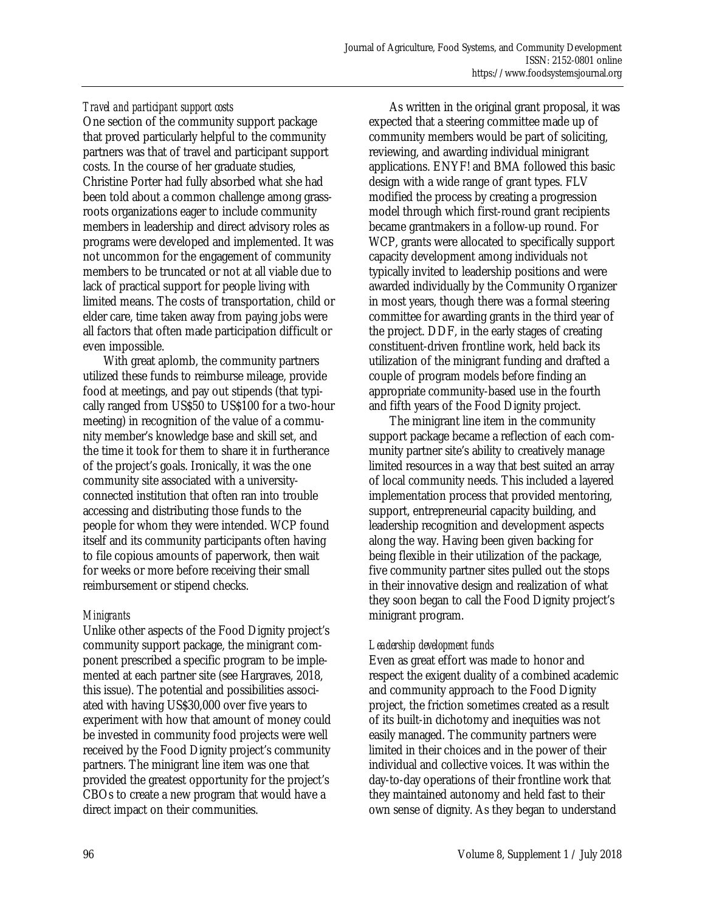#### *Travel and participant support costs*

One section of the community support package that proved particularly helpful to the community partners was that of travel and participant support costs. In the course of her graduate studies, Christine Porter had fully absorbed what she had been told about a common challenge among grass-roots organizations eager to include community members in leadership and direct advisory roles as programs were developed and implemented. It was not uncommon for the engagement of community members to be truncated or not at all viable due to lack of practical support for people living with limited means. The costs of transportation, child or elder care, time taken away from paying jobs were all factors that often made participation difficult or even impossible.

With great aplomb, the community partners utilized these funds to reimburse mileage, provide food at meetings, and pay out stipends (that typically ranged from US$50 to US$100 for a two-hour meeting) in recognition of the value of a community member's knowledge base and skill set, and the time it took for them to share it in furtherance of the project's goals. Ironically, it was the one community site associated with a university-connected institution that often ran into trouble accessing and distributing those funds to the people for whom they were intended. WCP found itself and its community participants often having to file copious amounts of paperwork, then wait for weeks or more before receiving their small reimbursement or stipend checks.

#### *Minigrants*

Unlike other aspects of the Food Dignity project's community support package, the minigrant component prescribed a specific program to be implemented at each partner site (see Hargraves, 2018, this issue). The potential and possibilities associated with having US$30,000 over five years to experiment with how that amount of money could be invested in community food projects were well received by the Food Dignity project's community partners. The minigrant line item was one that provided the greatest opportunity for the project's CBOs to create a new program that would have a direct impact on their communities.

As written in the original grant proposal, it was expected that a steering committee made up of community members would be part of soliciting, reviewing, and awarding individual minigrant applications. ENYF! and BMA followed this basic design with a wide range of grant types. FLV modified the process by creating a progression model through which first-round grant recipients became grantmakers in a follow-up round. For WCP, grants were allocated to specifically support capacity development among individuals not typically invited to leadership positions and were awarded individually by the Community Organizer in most years, though there was a formal steering committee for awarding grants in the third year of the project. DDF, in the early stages of creating constituent-driven frontline work, held back its utilization of the minigrant funding and drafted a couple of program models before finding an appropriate community-based use in the fourth and fifth years of the Food Dignity project.

The minigrant line item in the community support package became a reflection of each community partner site's ability to creatively manage limited resources in a way that best suited an array of local community needs. This included a layered implementation process that provided mentoring, support, entrepreneurial capacity building, and leadership recognition and development aspects along the way. Having been given backing for being flexible in their utilization of the package, five community partner sites pulled out the stops in their innovative design and realization of what they soon began to call the Food Dignity project's minigrant program.

#### *Leadership development funds*

Even as great effort was made to honor and respect the exigent duality of a combined academic and community approach to the Food Dignity project, the friction sometimes created as a result of its built-in dichotomy and inequities was not easily managed. The community partners were limited in their choices and in the power of their individual and collective voices. It was within the day-to-day operations of their frontline work that they maintained autonomy and held fast to their own sense of dignity. As they began to understand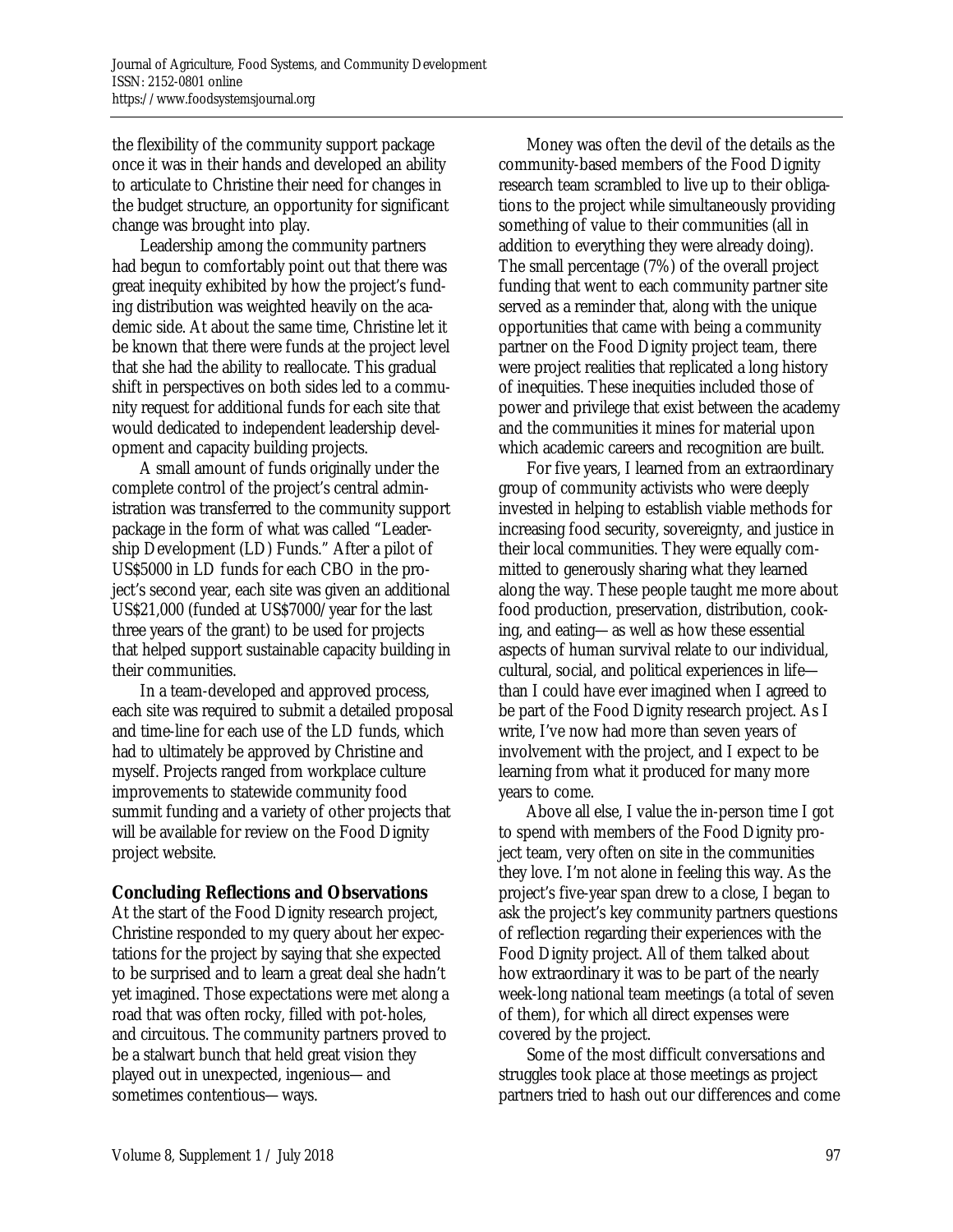the flexibility of the community support package once it was in their hands and developed an ability to articulate to Christine their need for changes in the budget structure, an opportunity for significant change was brought into play.

Leadership among the community partners had begun to comfortably point out that there was great inequity exhibited by how the project's funding distribution was weighted heavily on the academic side. At about the same time, Christine let it be known that there were funds at the project level that she had the ability to reallocate. This gradual shift in perspectives on both sides led to a community request for additional funds for each site that would dedicated to independent leadership development and capacity building projects.

A small amount of funds originally under the complete control of the project's central administration was transferred to the community support package in the form of what was called "Leadership Development (LD) Funds." After a pilot of US$5000 in LD funds for each CBO in the project's second year, each site was given an additional US$21,000 (funded at US$7000/year for the last three years of the grant) to be used for projects that helped support sustainable capacity building in their communities.

In a team-developed and approved process, each site was required to submit a detailed proposal and time-line for each use of the LD funds, which had to ultimately be approved by Christine and myself. Projects ranged from workplace culture improvements to statewide community food summit funding and a variety of other projects that will be available for review on the Food Dignity project website.

## Concluding Reflections and Observations

At the start of the Food Dignity research project, Christine responded to my query about her expectations for the project by saying that she expected to be surprised and to learn a great deal she hadn't yet imagined. Those expectations were met along a road that was often rocky, filled with pot-holes, and circuitous. The community partners proved to be a stalwart bunch that held great vision they played out in unexpected, ingenious—and sometimes contentious—ways.

Money was often the devil of the details as the community-based members of the Food Dignity research team scrambled to live up to their obligations to the project while simultaneously providing something of value to their communities (all in addition to everything they were already doing). The small percentage (7%) of the overall project funding that went to each community partner site served as a reminder that, along with the unique opportunities that came with being a community partner on the Food Dignity project team, there were project realities that replicated a long history of inequities. These inequities included those of power and privilege that exist between the academy and the communities it mines for material upon which academic careers and recognition are built.

For five years, I learned from an extraordinary group of community activists who were deeply invested in helping to establish viable methods for increasing food security, sovereignty, and justice in their local communities. They were equally committed to generously sharing what they learned along the way. These people taught me more about food production, preservation, distribution, cooking, and eating—as well as how these essential aspects of human survival relate to our individual, cultural, social, and political experiences in life—than I could have ever imagined when I agreed to be part of the Food Dignity research project. As I write, I've now had more than seven years of involvement with the project, and I expect to be learning from what it produced for many more years to come.

Above all else, I value the in-person time I got to spend with members of the Food Dignity project team, very often on site in the communities they love. I'm not alone in feeling this way. As the project's five-year span drew to a close, I began to ask the project's key community partners questions of reflection regarding their experiences with the Food Dignity project. All of them talked about how extraordinary it was to be part of the nearly week-long national team meetings (a total of seven of them), for which all direct expenses were covered by the project.

Some of the most difficult conversations and struggles took place at those meetings as project partners tried to hash out our differences and come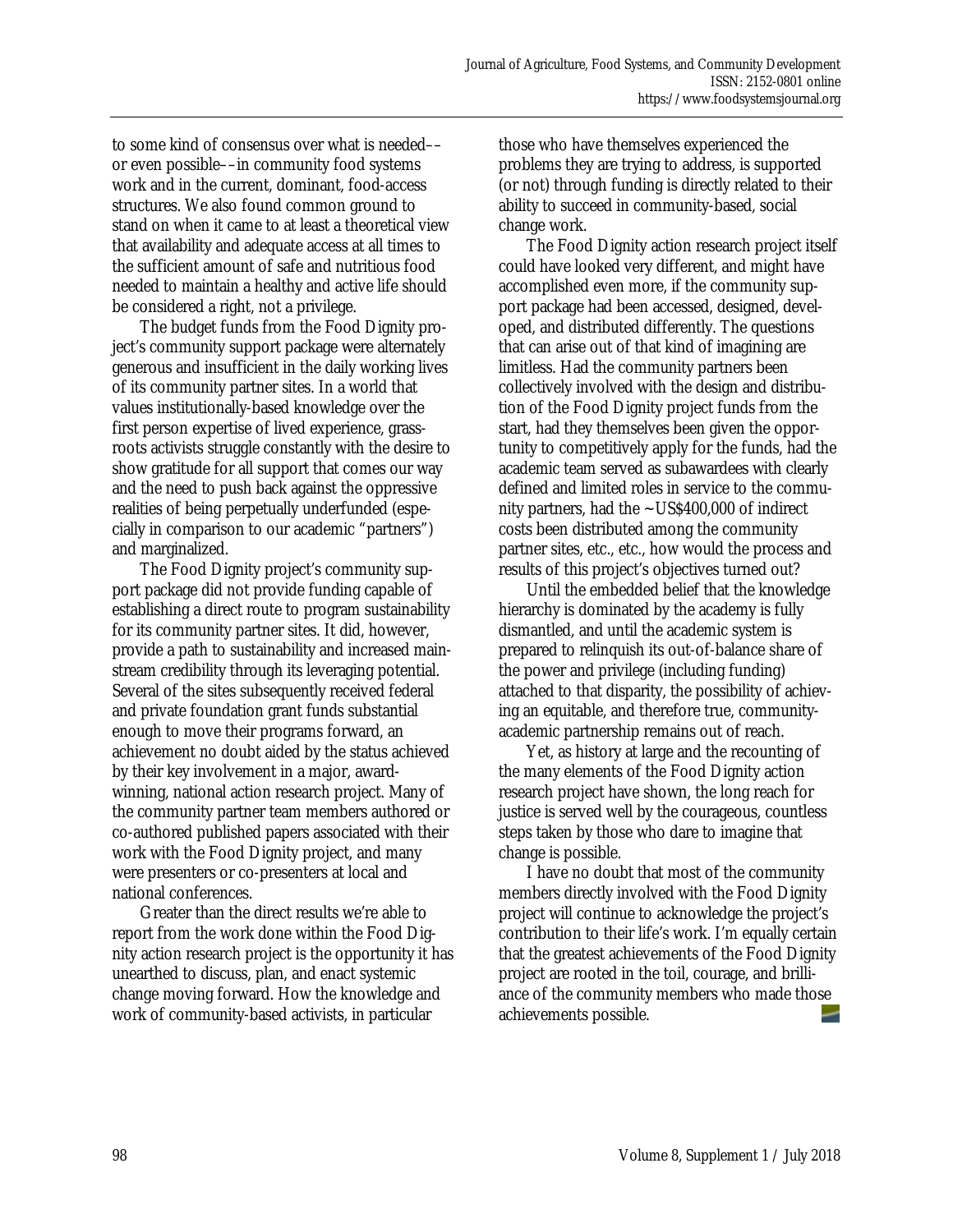to some kind of consensus over what is needed––or even possible––in community food systems work and in the current, dominant, food-access structures. We also found common ground to stand on when it came to at least a theoretical view that availability and adequate access at all times to the sufficient amount of safe and nutritious food needed to maintain a healthy and active life should be considered a right, not a privilege.

The budget funds from the Food Dignity project's community support package were alternately generous and insufficient in the daily working lives of its community partner sites. In a world that values institutionally-based knowledge over the first person expertise of lived experience, grassroots activists struggle constantly with the desire to show gratitude for all support that comes our way and the need to push back against the oppressive realities of being perpetually underfunded (especially in comparison to our academic "partners") and marginalized.

The Food Dignity project's community support package did not provide funding capable of establishing a direct route to program sustainability for its community partner sites. It did, however, provide a path to sustainability and increased mainstream credibility through its leveraging potential. Several of the sites subsequently received federal and private foundation grant funds substantial enough to move their programs forward, an achievement no doubt aided by the status achieved by their key involvement in a major, award-winning, national action research project. Many of the community partner team members authored or co-authored published papers associated with their work with the Food Dignity project, and many were presenters or co-presenters at local and national conferences.

Greater than the direct results we're able to report from the work done within the Food Dignity action research project is the opportunity it has unearthed to discuss, plan, and enact systemic change moving forward. How the knowledge and work of community-based activists, in particular those who have themselves experienced the problems they are trying to address, is supported (or not) through funding is directly related to their ability to succeed in community-based, social change work.

The Food Dignity action research project itself could have looked very different, and might have accomplished even more, if the community support package had been accessed, designed, developed, and distributed differently. The questions that can arise out of that kind of imagining are limitless. Had the community partners been collectively involved with the design and distribution of the Food Dignity project funds from the start, had they themselves been given the opportunity to competitively apply for the funds, had the academic team served as subawardees with clearly defined and limited roles in service to the community partners, had the ~US$400,000 of indirect costs been distributed among the community partner sites, etc., etc., how would the process and results of this project's objectives turned out?

Until the embedded belief that the knowledge hierarchy is dominated by the academy is fully dismantled, and until the academic system is prepared to relinquish its out-of-balance share of the power and privilege (including funding) attached to that disparity, the possibility of achieving an equitable, and therefore true, community-academic partnership remains out of reach.

Yet, as history at large and the recounting of the many elements of the Food Dignity action research project have shown, the long reach for justice is served well by the courageous, countless steps taken by those who dare to imagine that change is possible.

I have no doubt that most of the community members directly involved with the Food Dignity project will continue to acknowledge the project's contribution to their life's work. I'm equally certain that the greatest achievements of the Food Dignity project are rooted in the toil, courage, and brilliance of the community members who made those achievements possible.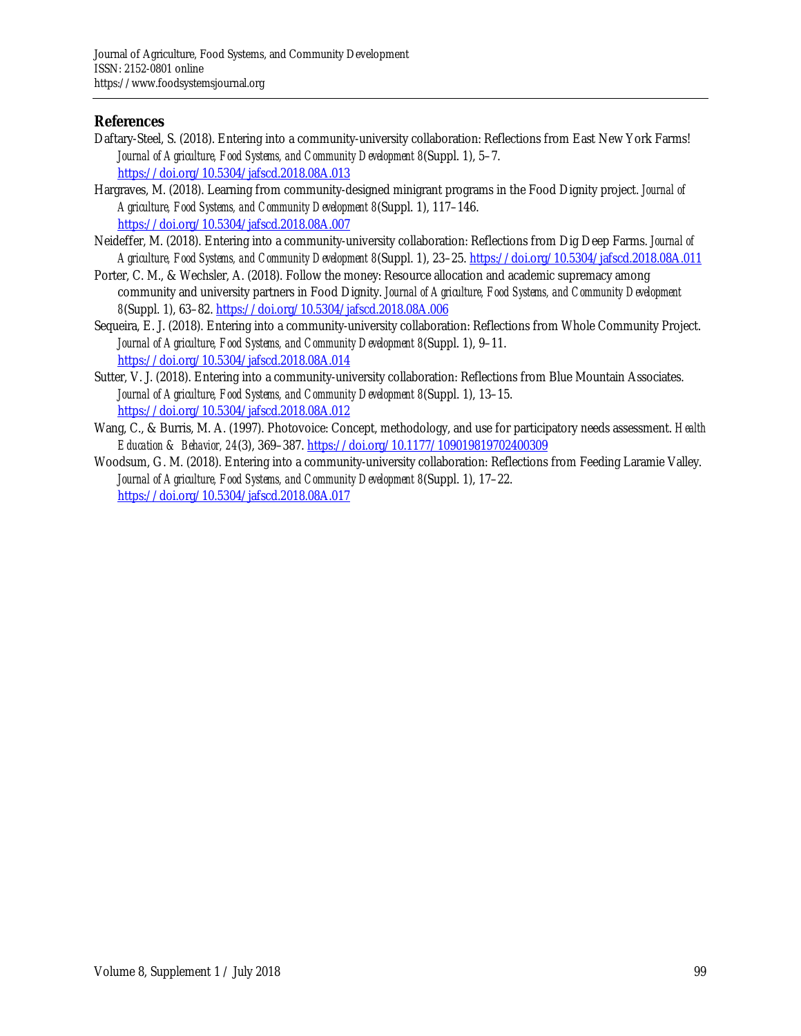## References

Daftary-Steel, S. (2018). Entering into a community-university collaboration: Reflections from East New York Farms! *Journal of Agriculture, Food Systems, and Community Development 8*(Suppl. 1), 5–7. https://doi.org/10.5304/jafscd.2018.08A.013

Hargraves, M. (2018). Learning from community-designed minigrant programs in the Food Dignity project. *Journal of Agriculture, Food Systems, and Community Development 8*(Suppl. 1), 117–146. https://doi.org/10.5304/jafscd.2018.08A.007

Neideffer, M. (2018). Entering into a community-university collaboration: Reflections from Dig Deep Farms. *Journal of Agriculture, Food Systems, and Community Development 8*(Suppl. 1), 23–25. https://doi.org/10.5304/jafscd.2018.08A.011

Porter, C. M., & Wechsler, A. (2018). Follow the money: Resource allocation and academic supremacy among community and university partners in Food Dignity. *Journal of Agriculture, Food Systems, and Community Development 8*(Suppl. 1), 63–82. https://doi.org/10.5304/jafscd.2018.08A.006

Sequeira, E. J. (2018). Entering into a community-university collaboration: Reflections from Whole Community Project. *Journal of Agriculture, Food Systems, and Community Development 8*(Suppl. 1), 9–11. https://doi.org/10.5304/jafscd.2018.08A.014

Sutter, V. J. (2018). Entering into a community-university collaboration: Reflections from Blue Mountain Associates. *Journal of Agriculture, Food Systems, and Community Development 8*(Suppl. 1), 13–15. https://doi.org/10.5304/jafscd.2018.08A.012

Wang, C., & Burris, M. A. (1997). Photovoice: Concept, methodology, and use for participatory needs assessment. *Health Education & Behavior, 24*(3), 369–387. https://doi.org/10.1177/109019819702400309

Woodsum, G. M. (2018). Entering into a community-university collaboration: Reflections from Feeding Laramie Valley. *Journal of Agriculture, Food Systems, and Community Development 8*(Suppl. 1), 17–22. https://doi.org/10.5304/jafscd.2018.08A.017